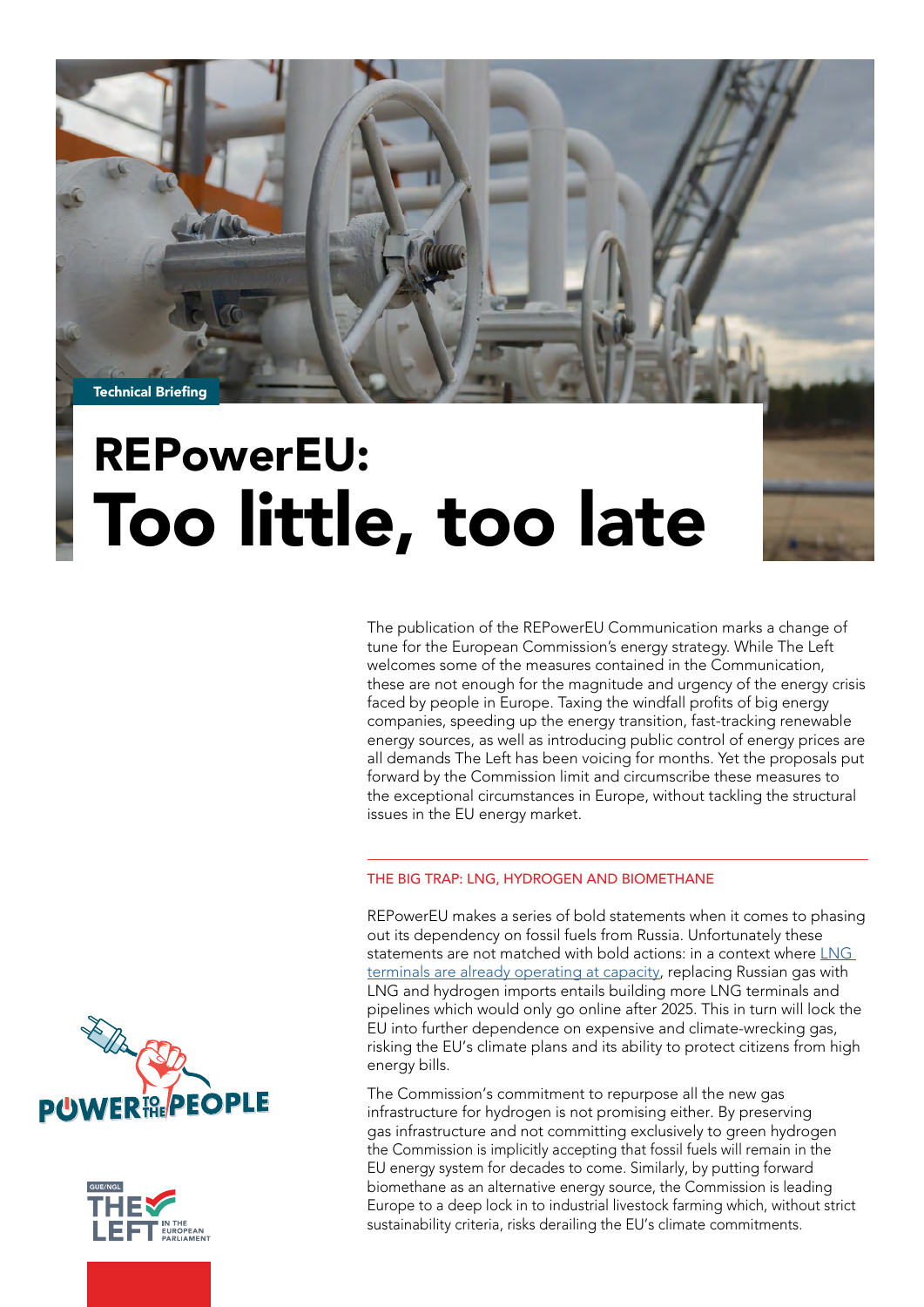Technical Briefing

# REPowerEU: Too little, too late

The publication of the REPowerEU Communication marks a change of tune for the European Commission's energy strategy. While The Left welcomes some of the measures contained in the Communication, these are not enough for the magnitude and urgency of the energy crisis faced by people in Europe. Taxing the windfall profits of big energy companies, speeding up the energy transition, fast-tracking renewable energy sources, as well as introducing public control of energy prices are all demands The Left has been voicing for months. Yet the proposals put forward by the Commission limit and circumscribe these measures to the exceptional circumstances in Europe, without tackling the structural issues in the EU energy market.

## THE BIG TRAP: LNG, HYDROGEN AND BIOMETHANE

REPowerEU makes a series of bold statements when it comes to phasing out its dependency on fossil fuels from Russia. Unfortunately these statements are not matched with bold actions: in a context where LNG terminals are already operating at capacity, replacing Russian gas with LNG and hydrogen imports entails building more LNG terminals and pipelines which would only go online after 2025. This in turn will lock the EU into further dependence on expensive and climate-wrecking gas, risking the EU's climate plans and its ability to protect citizens from high energy bills.

The Commission's commitment to repurpose all the new gas infrastructure for hydrogen is not promising either. By preserving gas infrastructure and not committing exclusively to green hydrogen the Commission is implicitly accepting that fossil fuels will remain in the EU energy system for decades to come. Similarly, by putting forward biomethane as an alternative energy source, the Commission is leading Europe to a deep lock in to industrial livestock farming which, without strict sustainability criteria, risks derailing the EU's climate commitments.

POWER TO THE PEOPLE

GUE/NGL THE LEFT IN THE EUROPEAN PARLIAMENT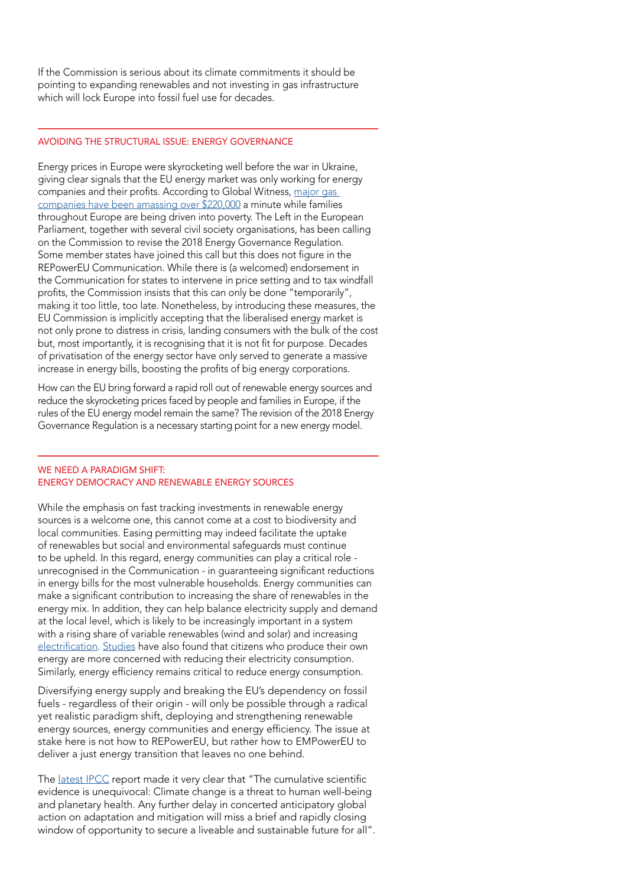If the Commission is serious about its climate commitments it should be pointing to expanding renewables and not investing in gas infrastructure which will lock Europe into fossil fuel use for decades.

## AVOIDING THE STRUCTURAL ISSUE: ENERGY GOVERNANCE

Energy prices in Europe were skyrocketing well before the war in Ukraine, giving clear signals that the EU energy market was only working for energy companies and their profits. According to Global Witness, [major gas companies have been amassing over $220,000] a minute while families throughout Europe are being driven into poverty. The Left in the European Parliament, together with several civil society organisations, has been calling on the Commission to revise the 2018 Energy Governance Regulation. Some member states have joined this call but this does not figure in the REPowerEU Communication. While there is (a welcomed) endorsement in the Communication for states to intervene in price setting and to tax windfall profits, the Commission insists that this can only be done "temporarily", making it too little, too late. Nonetheless, by introducing these measures, the EU Commission is implicitly accepting that the liberalised energy market is not only prone to distress in crisis, landing consumers with the bulk of the cost but, most importantly, it is recognising that it is not fit for purpose. Decades of privatisation of the energy sector have only served to generate a massive increase in energy bills, boosting the profits of big energy corporations.

How can the EU bring forward a rapid roll out of renewable energy sources and reduce the skyrocketing prices faced by people and families in Europe, if the rules of the EU energy model remain the same? The revision of the 2018 Energy Governance Regulation is a necessary starting point for a new energy model.

## WE NEED A PARADIGM SHIFT: ENERGY DEMOCRACY AND RENEWABLE ENERGY SOURCES

While the emphasis on fast tracking investments in renewable energy sources is a welcome one, this cannot come at a cost to biodiversity and local communities. Easing permitting may indeed facilitate the uptake of renewables but social and environmental safeguards must continue to be upheld. In this regard, energy communities can play a critical role - unrecognised in the Communication - in guaranteeing significant reductions in energy bills for the most vulnerable households. Energy communities can make a significant contribution to increasing the share of renewables in the energy mix. In addition, they can help balance electricity supply and demand at the local level, which is likely to be increasingly important in a system with a rising share of variable renewables (wind and solar) and increasing [electrification]. [Studies] have also found that citizens who produce their own energy are more concerned with reducing their electricity consumption. Similarly, energy efficiency remains critical to reduce energy consumption.

Diversifying energy supply and breaking the EU's dependency on fossil fuels - regardless of their origin - will only be possible through a radical yet realistic paradigm shift, deploying and strengthening renewable energy sources, energy communities and energy efficiency. The issue at stake here is not how to REPowerEU, but rather how to EMPowerEU to deliver a just energy transition that leaves no one behind.

The [latest IPCC] report made it very clear that "The cumulative scientific evidence is unequivocal: Climate change is a threat to human well-being and planetary health. Any further delay in concerted anticipatory global action on adaptation and mitigation will miss a brief and rapidly closing window of opportunity to secure a liveable and sustainable future for all".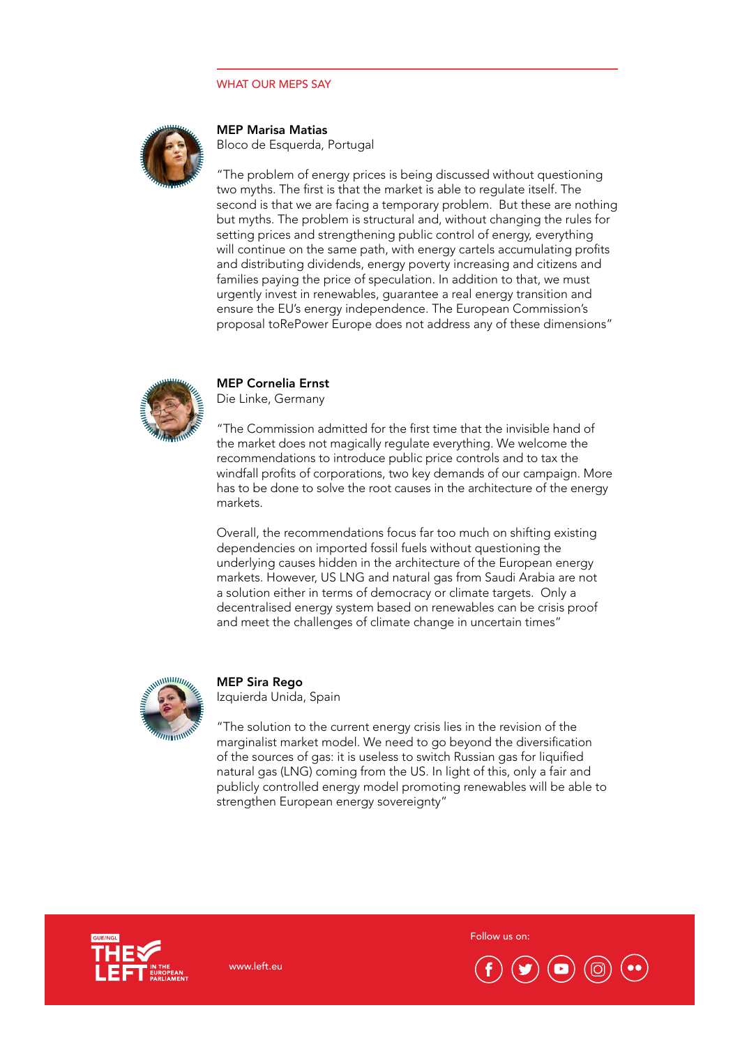WHAT OUR MEPS SAY

**MEP Marisa Matias**
Bloco de Esquerda, Portugal

"The problem of energy prices is being discussed without questioning two myths. The first is that the market is able to regulate itself. The second is that we are facing a temporary problem.  But these are nothing but myths. The problem is structural and, without changing the rules for setting prices and strengthening public control of energy, everything will continue on the same path, with energy cartels accumulating profits and distributing dividends, energy poverty increasing and citizens and families paying the price of speculation. In addition to that, we must urgently invest in renewables, guarantee a real energy transition and ensure the EU's energy independence. The European Commission's proposal toRePower Europe does not address any of these dimensions"

**MEP Cornelia Ernst**
Die Linke, Germany

"The Commission admitted for the first time that the invisible hand of the market does not magically regulate everything. We welcome the recommendations to introduce public price controls and to tax the windfall profits of corporations, two key demands of our campaign. More has to be done to solve the root causes in the architecture of the energy markets.

Overall, the recommendations focus far too much on shifting existing dependencies on imported fossil fuels without questioning the underlying causes hidden in the architecture of the European energy markets. However, US LNG and natural gas from Saudi Arabia are not a solution either in terms of democracy or climate targets.  Only a decentralised energy system based on renewables can be crisis proof and meet the challenges of climate change in uncertain times"

**MEP Sira Rego**
Izquierda Unida, Spain

"The solution to the current energy crisis lies in the revision of the marginalist market model. We need to go beyond the diversification of the sources of gas: it is useless to switch Russian gas for liquified natural gas (LNG) coming from the US. In light of this, only a fair and publicly controlled energy model promoting renewables will be able to strengthen European energy sovereignty"

GUE/NGL THE LEFT IN THE EUROPEAN PARLIAMENT

www.left.eu

Follow us on: